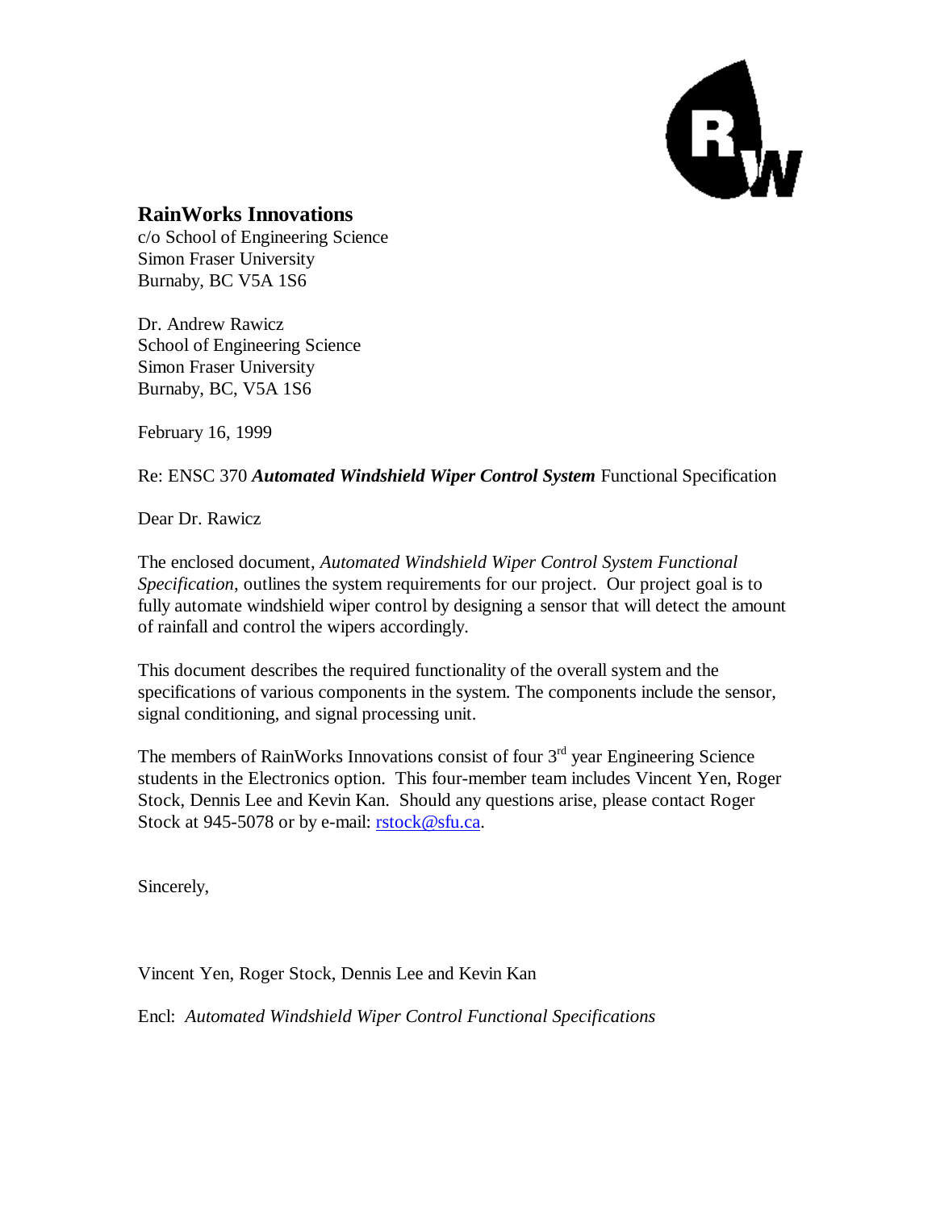**RainWorks Innovations**
c/o School of Engineering Science
Simon Fraser University
Burnaby, BC V5A 1S6

Dr. Andrew Rawicz
School of Engineering Science
Simon Fraser University
Burnaby, BC, V5A 1S6

February 16, 1999

Re: ENSC 370 ***Automated Windshield Wiper Control System*** Functional Specification

Dear Dr. Rawicz

The enclosed document, *Automated Windshield Wiper Control System Functional Specification*, outlines the system requirements for our project. Our project goal is to fully automate windshield wiper control by designing a sensor that will detect the amount of rainfall and control the wipers accordingly.

This document describes the required functionality of the overall system and the specifications of various components in the system. The components include the sensor, signal conditioning, and signal processing unit.

The members of RainWorks Innovations consist of four 3rd year Engineering Science students in the Electronics option. This four-member team includes Vincent Yen, Roger Stock, Dennis Lee and Kevin Kan. Should any questions arise, please contact Roger Stock at 945-5078 or by e-mail: rstock@sfu.ca.

Sincerely,

Vincent Yen, Roger Stock, Dennis Lee and Kevin Kan

Encl: *Automated Windshield Wiper Control Functional Specifications*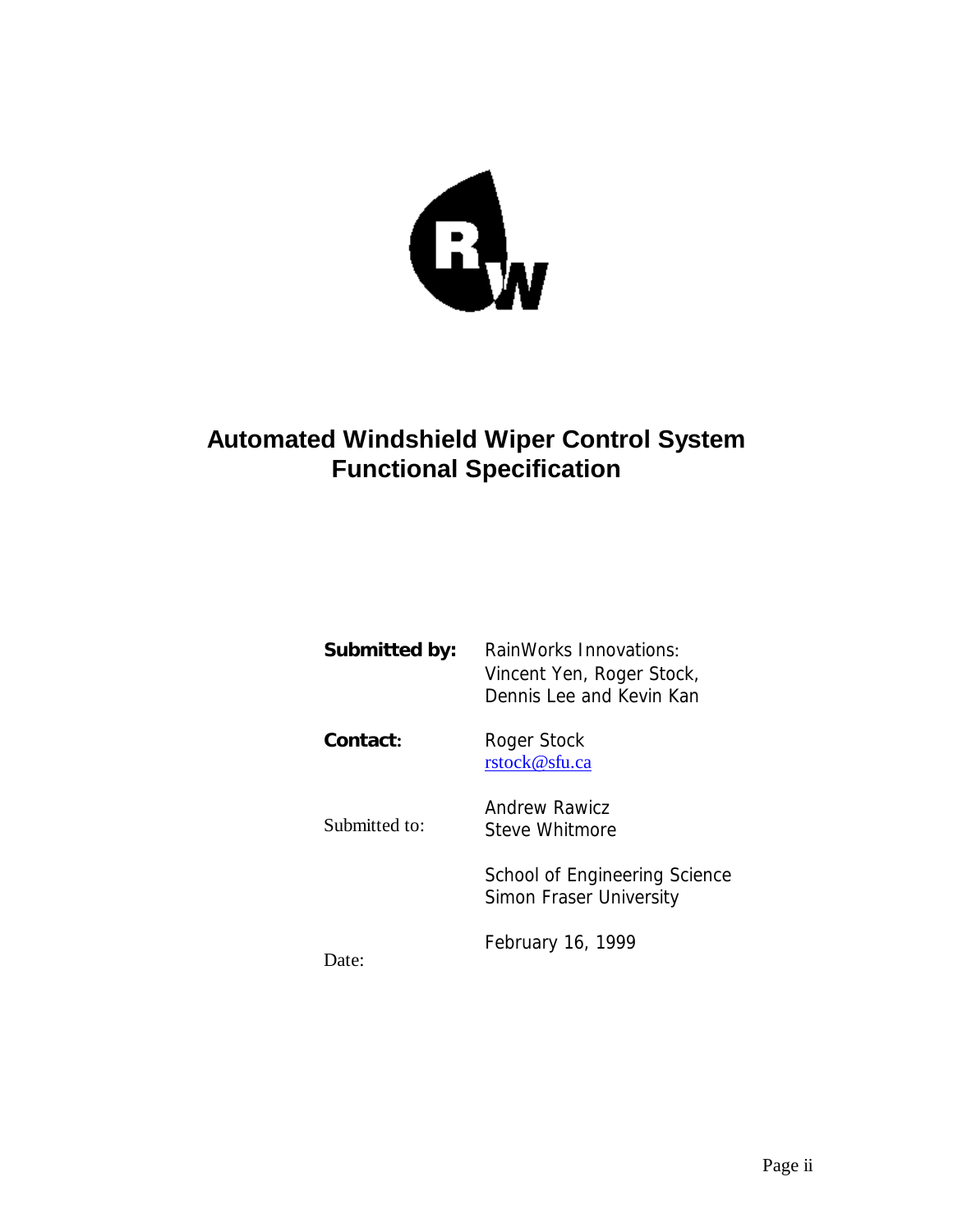# Automated Windshield Wiper Control System
# Functional Specification

**Submitted by:** RainWorks Innovations:
Vincent Yen, Roger Stock,
Dennis Lee and Kevin Kan

**Contact:** Roger Stock
rstock@sfu.ca

Submitted to: Andrew Rawicz
Steve Whitmore

School of Engineering Science
Simon Fraser University

Date: February 16, 1999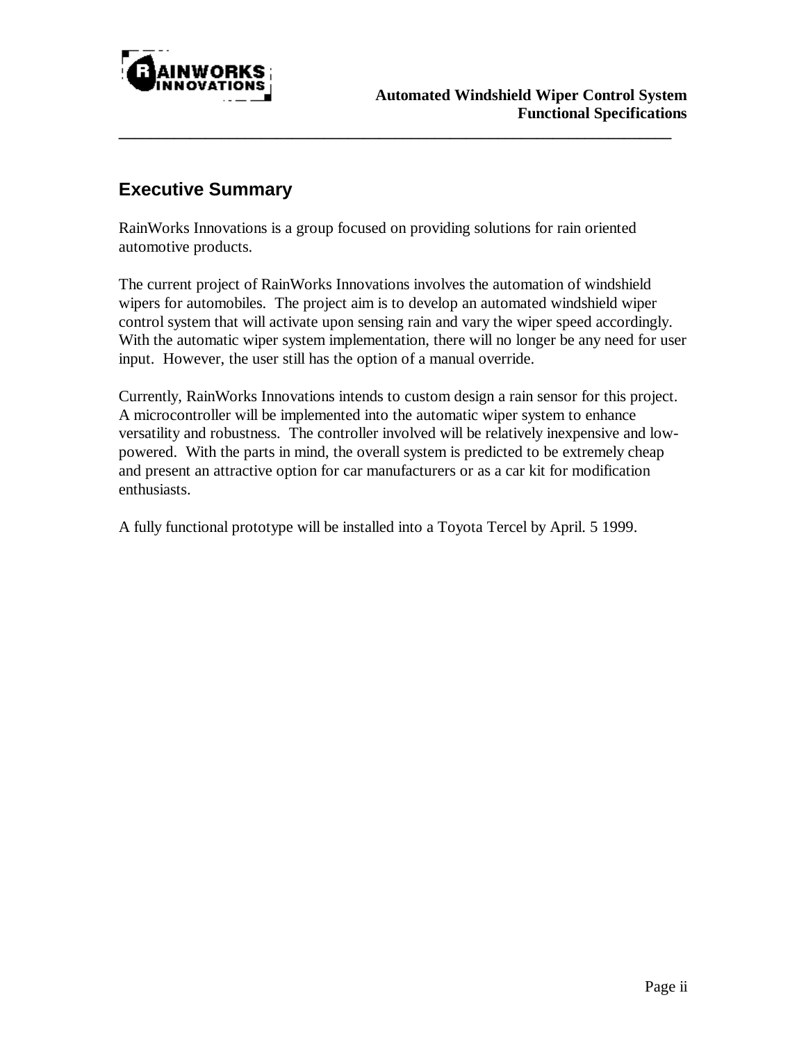## Executive Summary

RainWorks Innovations is a group focused on providing solutions for rain oriented automotive products.

The current project of RainWorks Innovations involves the automation of windshield wipers for automobiles. The project aim is to develop an automated windshield wiper control system that will activate upon sensing rain and vary the wiper speed accordingly. With the automatic wiper system implementation, there will no longer be any need for user input. However, the user still has the option of a manual override.

Currently, RainWorks Innovations intends to custom design a rain sensor for this project. A microcontroller will be implemented into the automatic wiper system to enhance versatility and robustness. The controller involved will be relatively inexpensive and low-powered. With the parts in mind, the overall system is predicted to be extremely cheap and present an attractive option for car manufacturers or as a car kit for modification enthusiasts.

A fully functional prototype will be installed into a Toyota Tercel by April. 5 1999.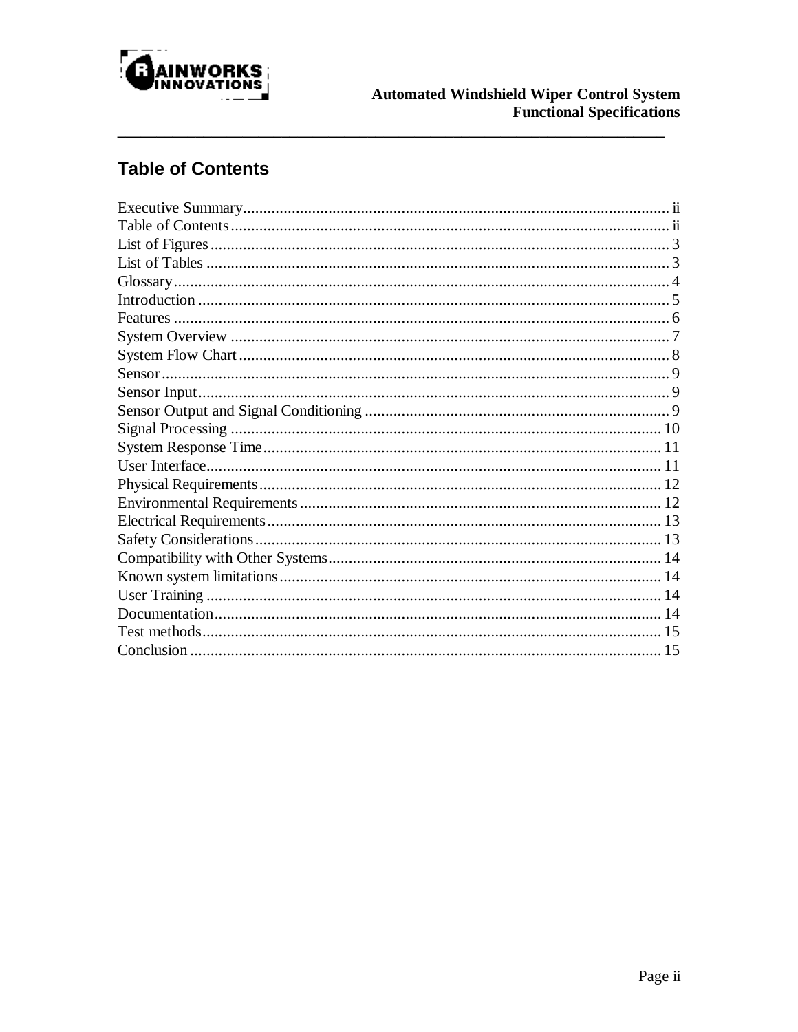## Table of Contents

| Section | Page |
| --- | --- |
| Executive Summary | ii |
| Table of Contents | ii |
| List of Figures | 3 |
| List of Tables | 3 |
| Glossary | 4 |
| Introduction | 5 |
| Features | 6 |
| System Overview | 7 |
| System Flow Chart | 8 |
| Sensor | 9 |
| Sensor Input | 9 |
| Sensor Output and Signal Conditioning | 9 |
| Signal Processing | 10 |
| System Response Time | 11 |
| User Interface | 11 |
| Physical Requirements | 12 |
| Environmental Requirements | 12 |
| Electrical Requirements | 13 |
| Safety Considerations | 13 |
| Compatibility with Other Systems | 14 |
| Known system limitations | 14 |
| User Training | 14 |
| Documentation | 14 |
| Test methods | 15 |
| Conclusion | 15 |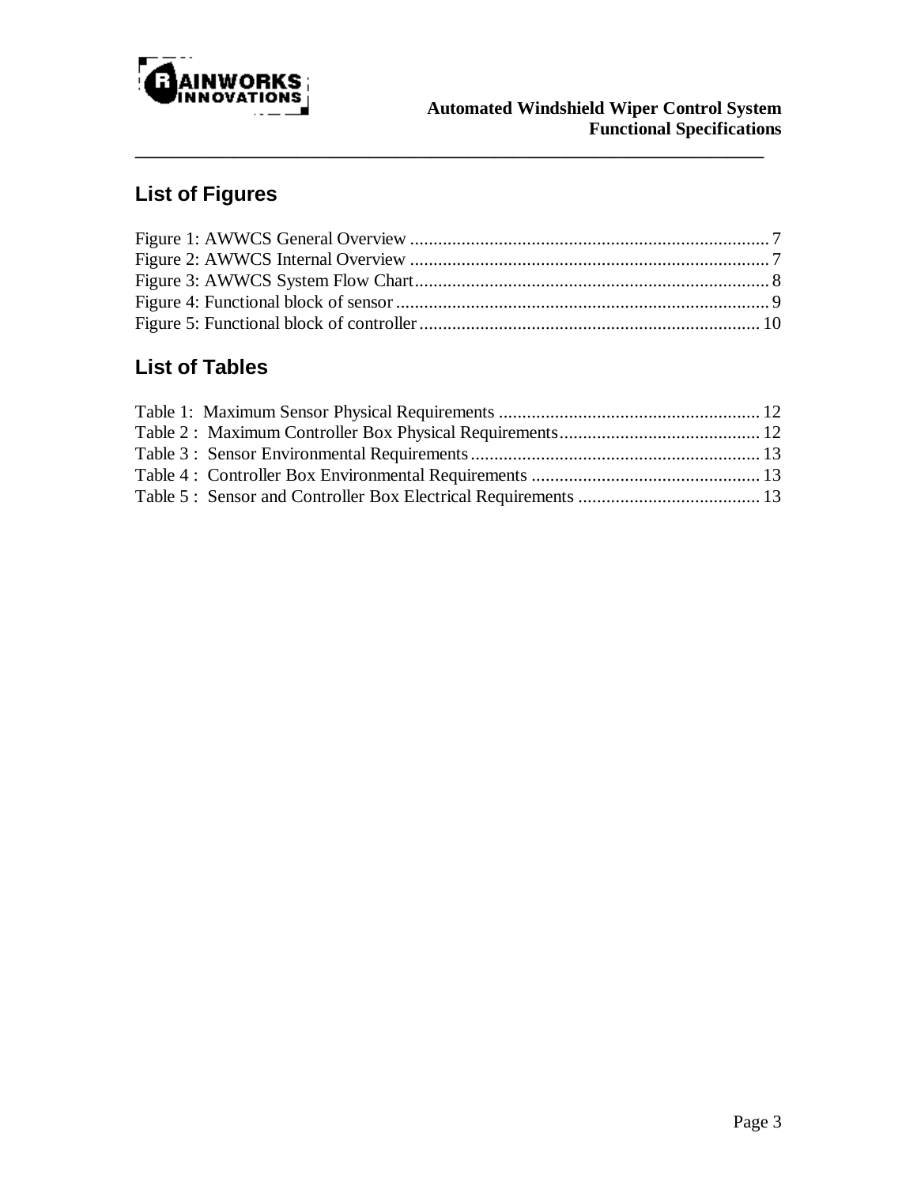## List of Figures

Figure 1: AWWCS General Overview ............................................................................ 7
Figure 2: AWWCS Internal Overview ............................................................................ 7
Figure 3: AWWCS System Flow Chart........................................................................... 8
Figure 4: Functional block of sensor ................................................................................ 9
Figure 5: Functional block of controller ......................................................................... 10

## List of Tables

Table 1: Maximum Sensor Physical Requirements ........................................................ 12
Table 2 : Maximum Controller Box Physical Requirements........................................... 12
Table 3 : Sensor Environmental Requirements.............................................................. 13
Table 4 : Controller Box Environmental Requirements ................................................. 13
Table 5 : Sensor and Controller Box Electrical Requirements ....................................... 13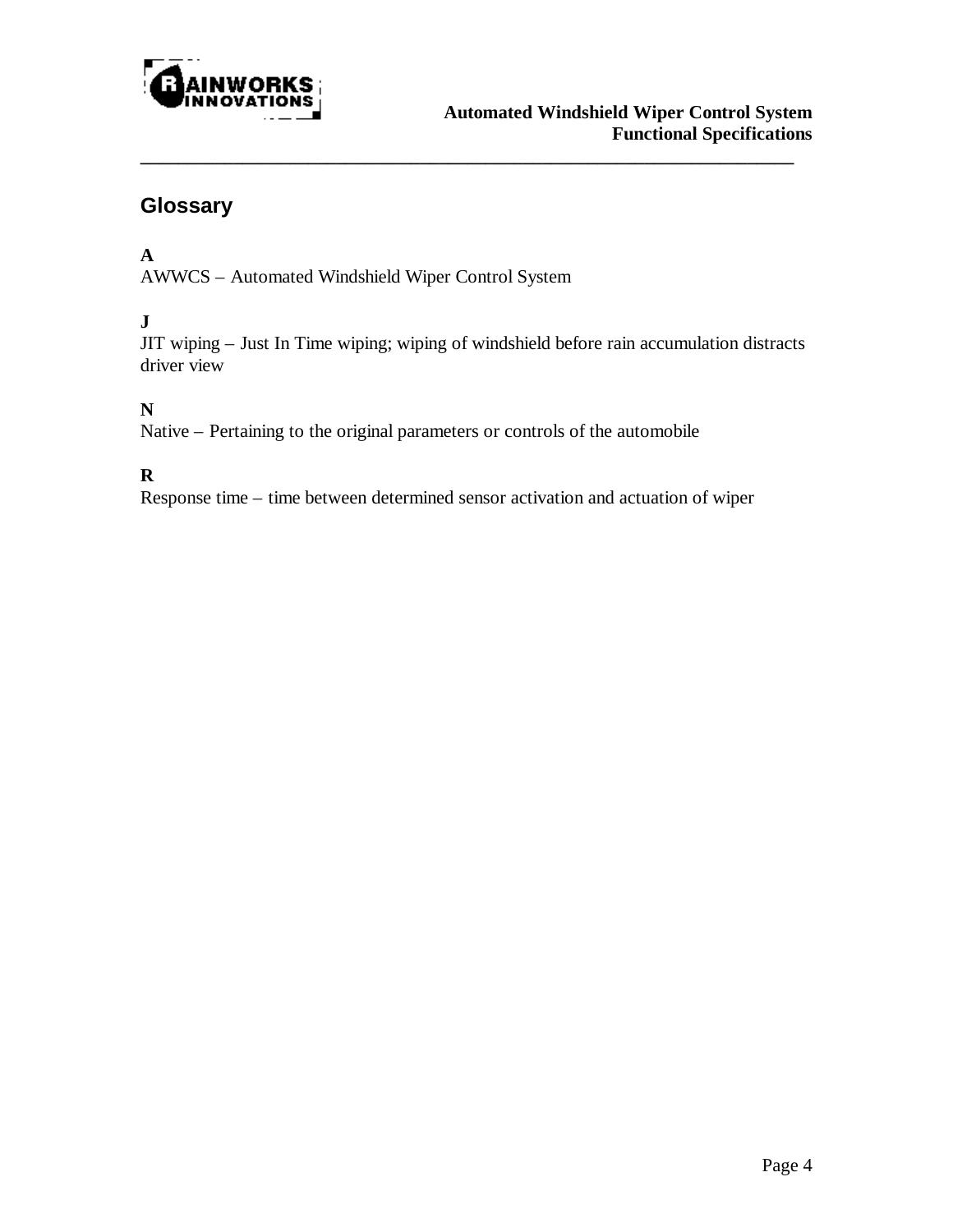## Glossary

**A**

AWWCS – Automated Windshield Wiper Control System

**J**

JIT wiping – Just In Time wiping; wiping of windshield before rain accumulation distracts driver view

**N**

Native – Pertaining to the original parameters or controls of the automobile

**R**

Response time – time between determined sensor activation and actuation of wiper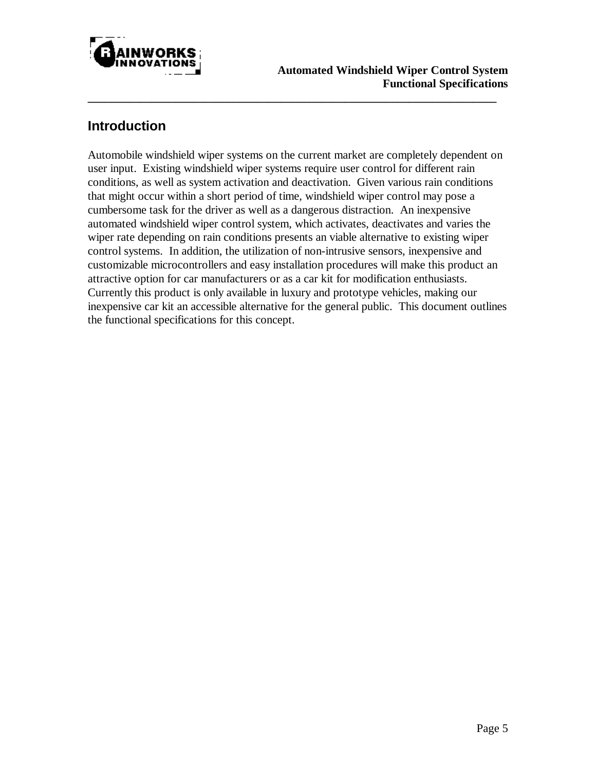## Introduction

Automobile windshield wiper systems on the current market are completely dependent on user input. Existing windshield wiper systems require user control for different rain conditions, as well as system activation and deactivation. Given various rain conditions that might occur within a short period of time, windshield wiper control may pose a cumbersome task for the driver as well as a dangerous distraction. An inexpensive automated windshield wiper control system, which activates, deactivates and varies the wiper rate depending on rain conditions presents an viable alternative to existing wiper control systems. In addition, the utilization of non-intrusive sensors, inexpensive and customizable microcontrollers and easy installation procedures will make this product an attractive option for car manufacturers or as a car kit for modification enthusiasts. Currently this product is only available in luxury and prototype vehicles, making our inexpensive car kit an accessible alternative for the general public. This document outlines the functional specifications for this concept.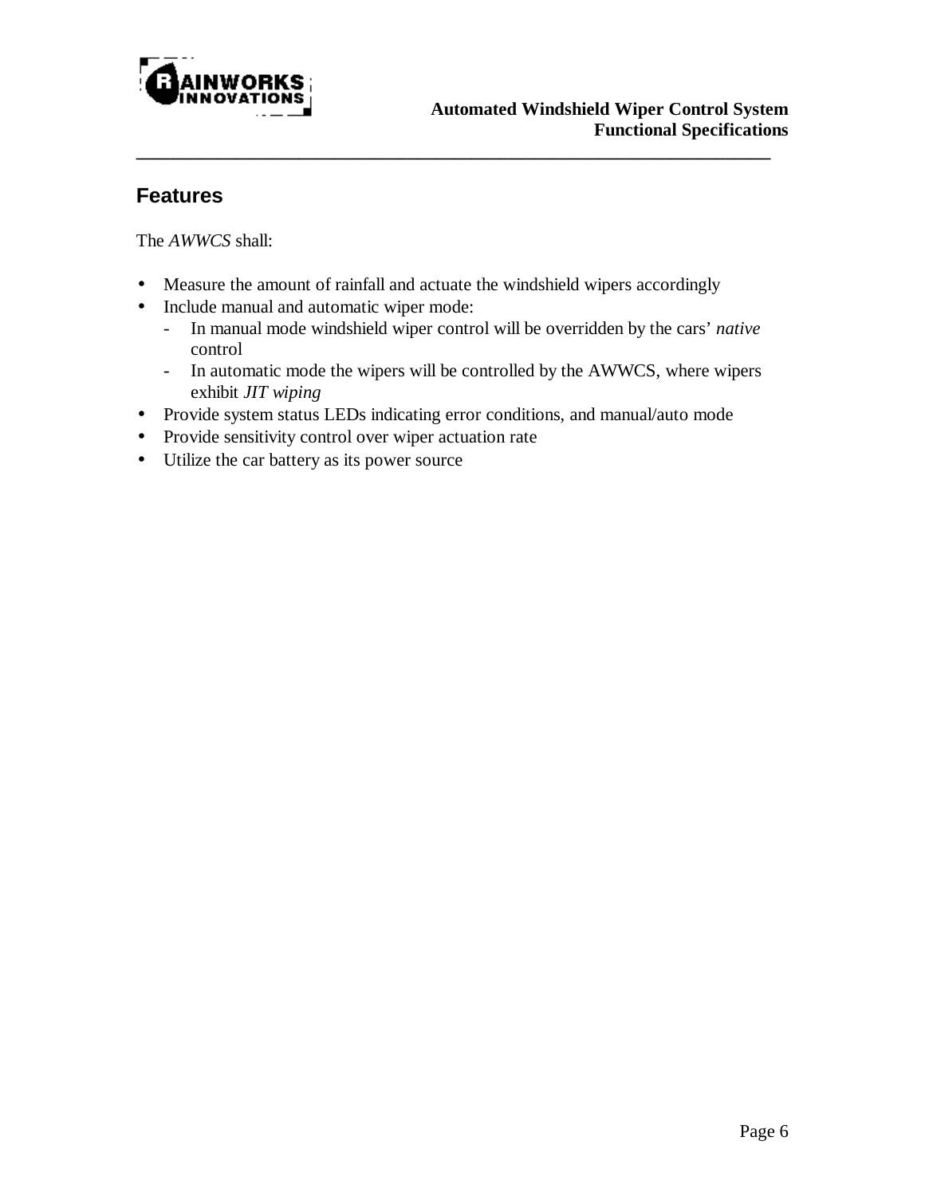## Features

The *AWWCS* shall:

- Measure the amount of rainfall and actuate the windshield wipers accordingly
- Include manual and automatic wiper mode:
  - In manual mode windshield wiper control will be overridden by the cars' *native* control
  - In automatic mode the wipers will be controlled by the AWWCS, where wipers exhibit *JIT wiping*
- Provide system status LEDs indicating error conditions, and manual/auto mode
- Provide sensitivity control over wiper actuation rate
- Utilize the car battery as its power source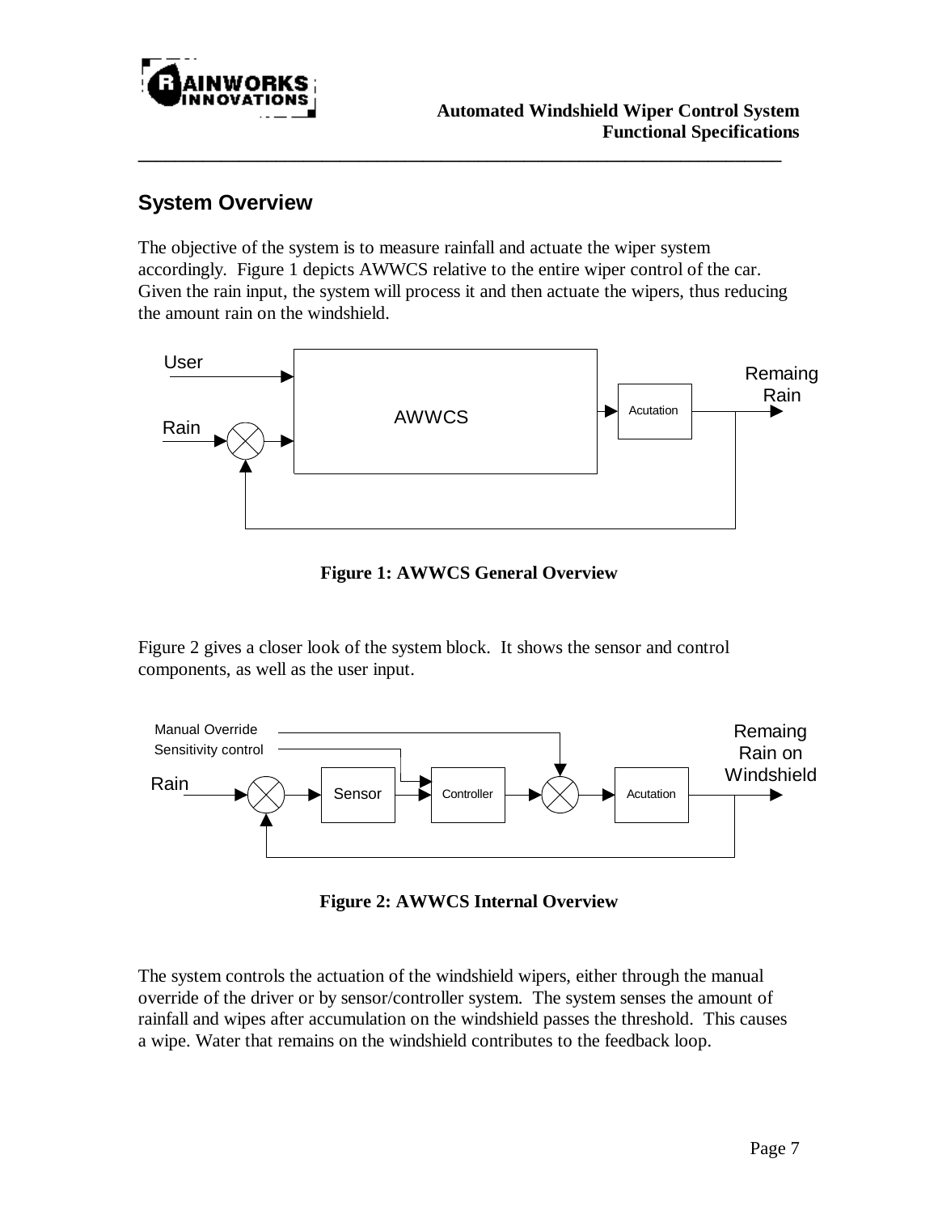## System Overview

The objective of the system is to measure rainfall and actuate the wiper system accordingly. Figure 1 depicts AWWCS relative to the entire wiper control of the car. Given the rain input, the system will process it and then actuate the wipers, thus reducing the amount rain on the windshield.

User

Rain

AWWCS

Acutation

Remaing Rain

**Figure 1: AWWCS General Overview**

Figure 2 gives a closer look of the system block. It shows the sensor and control components, as well as the user input.

Manual Override

Sensitivity control

Rain

Sensor

Controller

Acutation

Remaing Rain on Windshield

**Figure 2: AWWCS Internal Overview**

The system controls the actuation of the windshield wipers, either through the manual override of the driver or by sensor/controller system. The system senses the amount of rainfall and wipes after accumulation on the windshield passes the threshold. This causes a wipe. Water that remains on the windshield contributes to the feedback loop.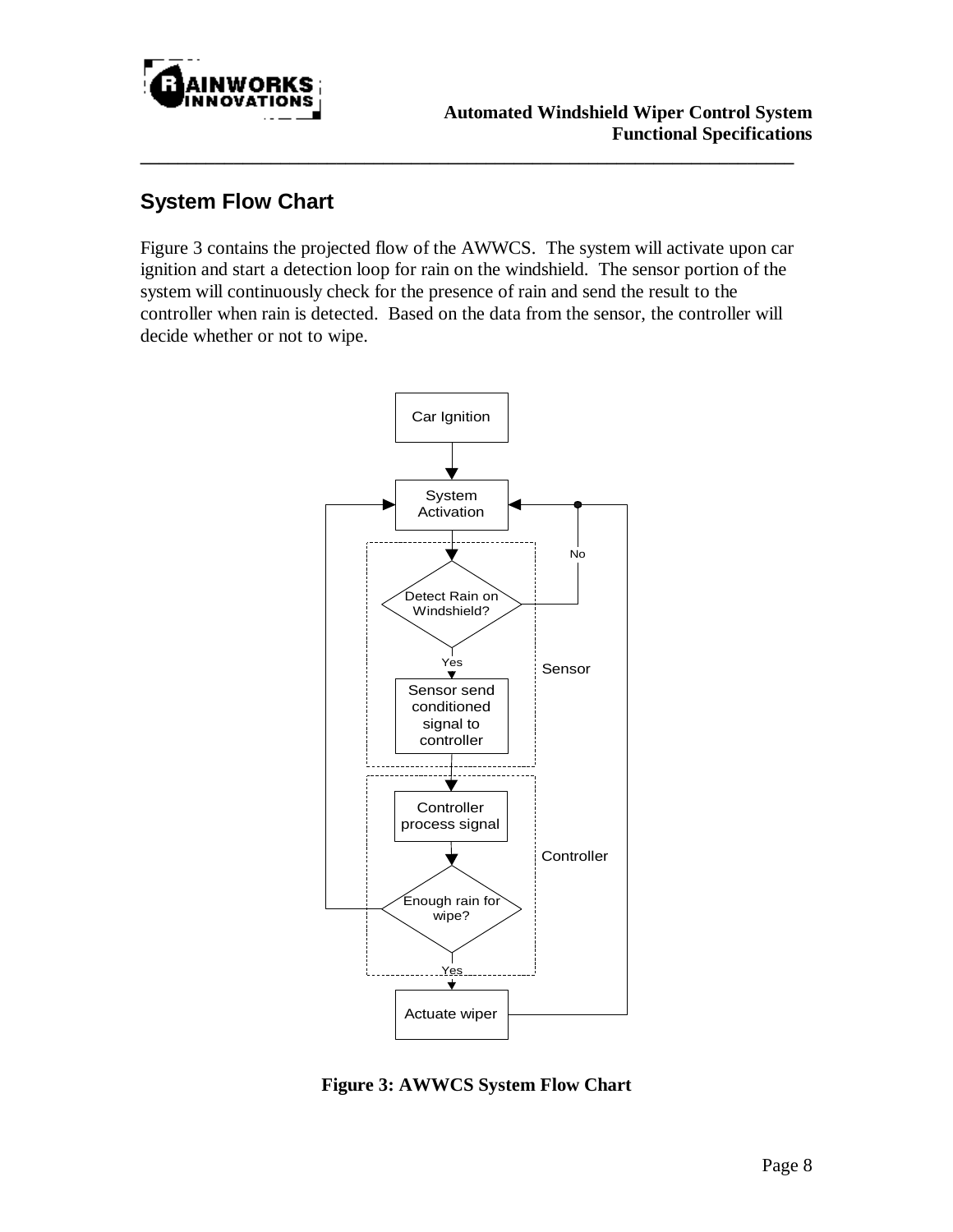## System Flow Chart

Figure 3 contains the projected flow of the AWWCS. The system will activate upon car ignition and start a detection loop for rain on the windshield. The sensor portion of the system will continuously check for the presence of rain and send the result to the controller when rain is detected. Based on the data from the sensor, the controller will decide whether or not to wipe.

**Figure 3: AWWCS System Flow Chart**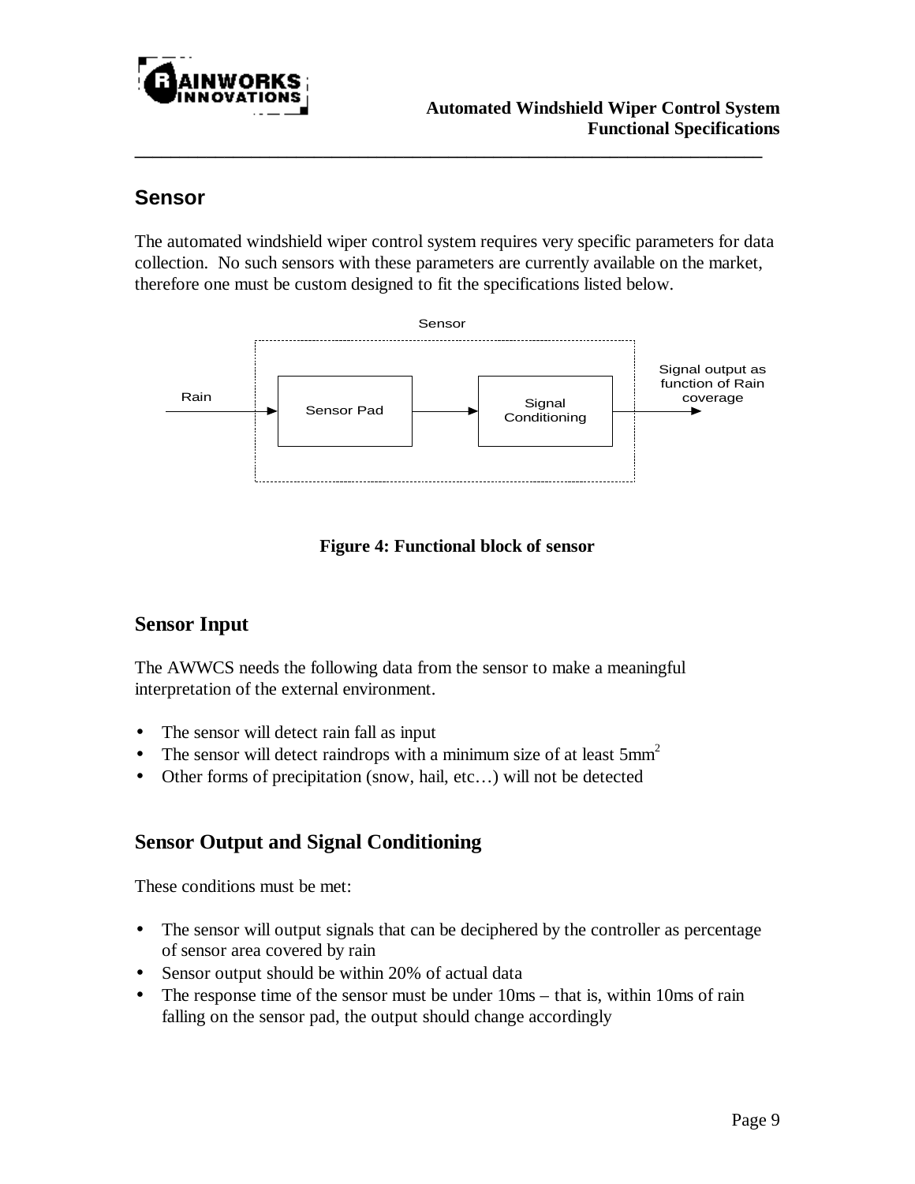## Sensor

The automated windshield wiper control system requires very specific parameters for data collection. No such sensors with these parameters are currently available on the market, therefore one must be custom designed to fit the specifications listed below.

**Figure 4: Functional block of sensor**

## Sensor Input

The AWWCS needs the following data from the sensor to make a meaningful interpretation of the external environment.

- The sensor will detect rain fall as input
- The sensor will detect raindrops with a minimum size of at least $5mm^2$
- Other forms of precipitation (snow, hail, etc…) will not be detected

## Sensor Output and Signal Conditioning

These conditions must be met:

- The sensor will output signals that can be deciphered by the controller as percentage of sensor area covered by rain
- Sensor output should be within 20% of actual data
- The response time of the sensor must be under 10ms – that is, within 10ms of rain falling on the sensor pad, the output should change accordingly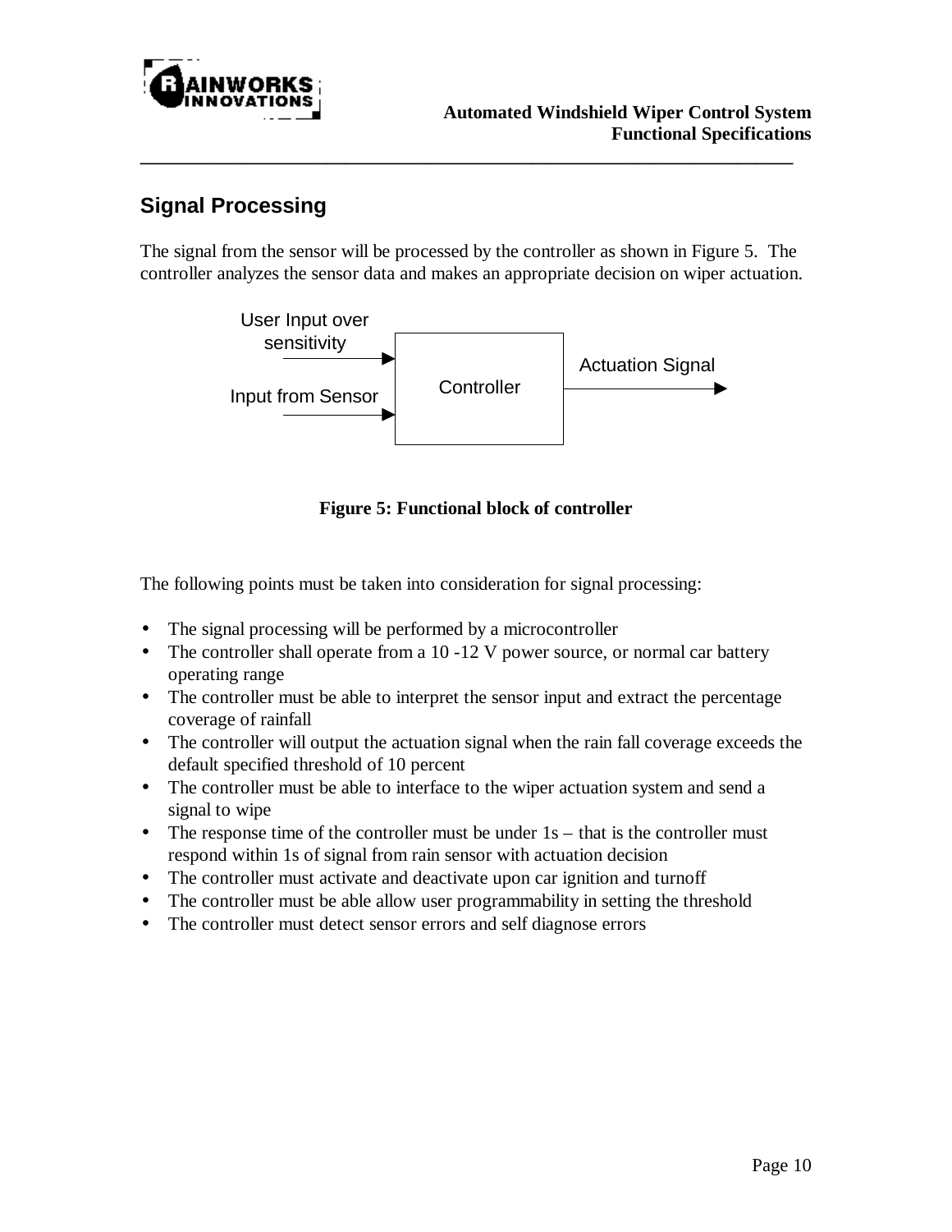## Signal Processing

The signal from the sensor will be processed by the controller as shown in Figure 5. The controller analyzes the sensor data and makes an appropriate decision on wiper actuation.

**Figure 5: Functional block of controller**

The following points must be taken into consideration for signal processing:

- The signal processing will be performed by a microcontroller
- The controller shall operate from a 10 -12 V power source, or normal car battery operating range
- The controller must be able to interpret the sensor input and extract the percentage coverage of rainfall
- The controller will output the actuation signal when the rain fall coverage exceeds the default specified threshold of 10 percent
- The controller must be able to interface to the wiper actuation system and send a signal to wipe
- The response time of the controller must be under 1s – that is the controller must respond within 1s of signal from rain sensor with actuation decision
- The controller must activate and deactivate upon car ignition and turnoff
- The controller must be able allow user programmability in setting the threshold
- The controller must detect sensor errors and self diagnose errors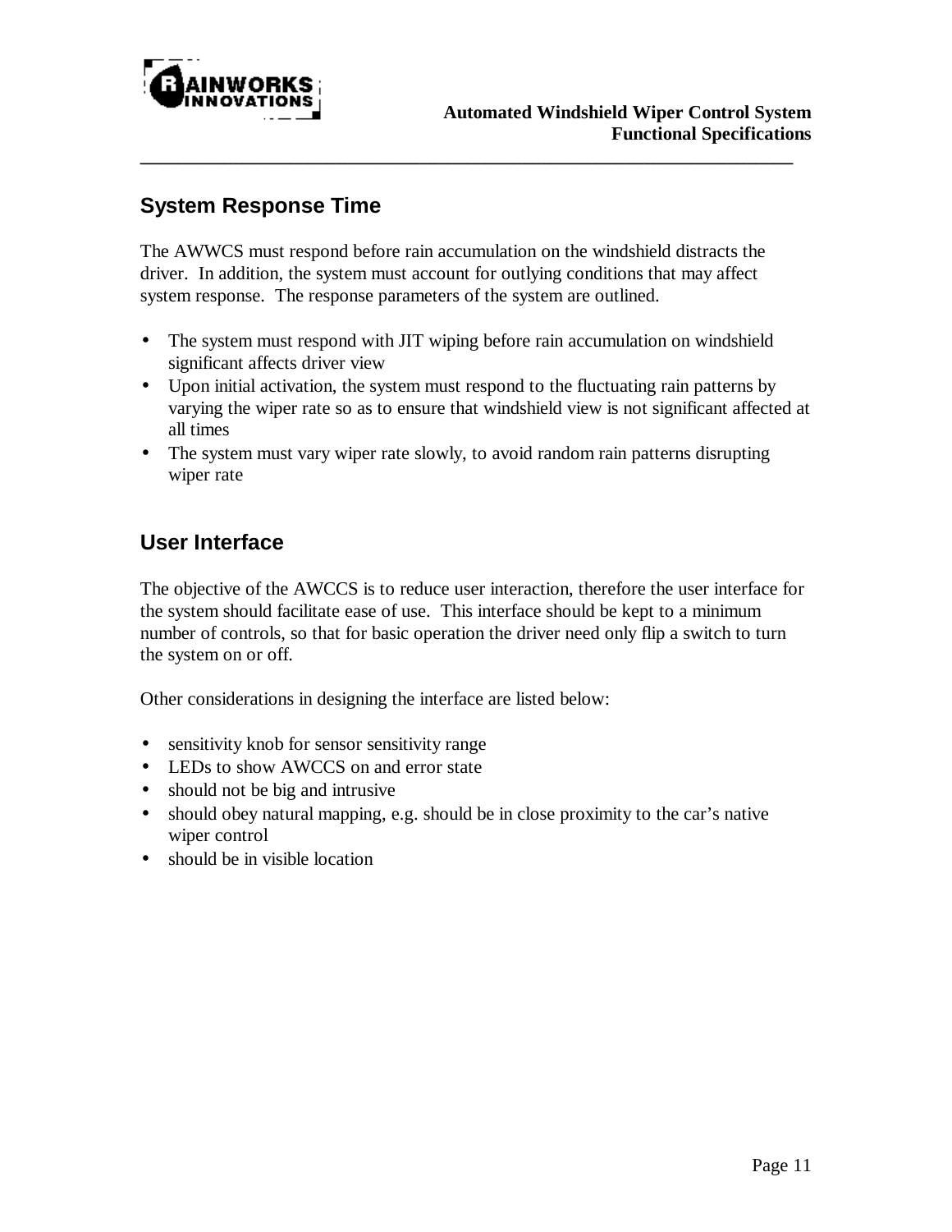## System Response Time

The AWWCS must respond before rain accumulation on the windshield distracts the driver. In addition, the system must account for outlying conditions that may affect system response. The response parameters of the system are outlined.

- The system must respond with JIT wiping before rain accumulation on windshield significant affects driver view
- Upon initial activation, the system must respond to the fluctuating rain patterns by varying the wiper rate so as to ensure that windshield view is not significant affected at all times
- The system must vary wiper rate slowly, to avoid random rain patterns disrupting wiper rate

## User Interface

The objective of the AWCCS is to reduce user interaction, therefore the user interface for the system should facilitate ease of use. This interface should be kept to a minimum number of controls, so that for basic operation the driver need only flip a switch to turn the system on or off.

Other considerations in designing the interface are listed below:

- sensitivity knob for sensor sensitivity range
- LEDs to show AWCCS on and error state
- should not be big and intrusive
- should obey natural mapping, e.g. should be in close proximity to the car's native wiper control
- should be in visible location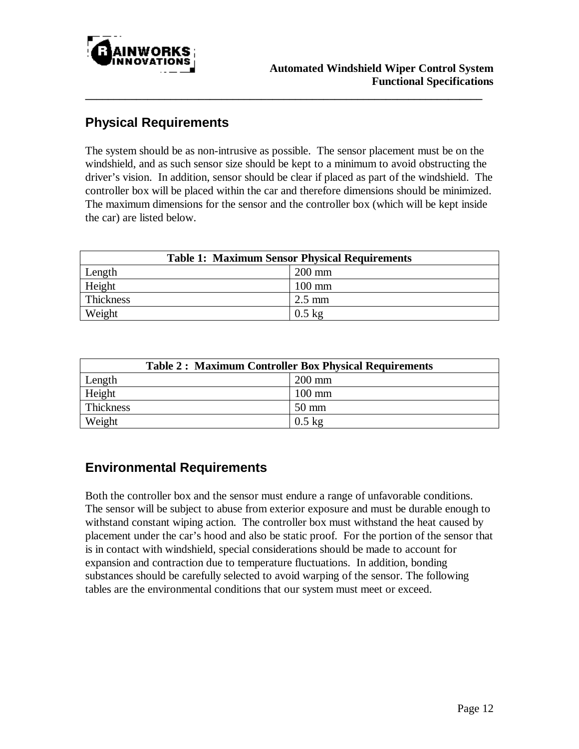## Physical Requirements

The system should be as non-intrusive as possible. The sensor placement must be on the windshield, and as such sensor size should be kept to a minimum to avoid obstructing the driver's vision. In addition, sensor should be clear if placed as part of the windshield. The controller box will be placed within the car and therefore dimensions should be minimized. The maximum dimensions for the sensor and the controller box (which will be kept inside the car) are listed below.

| **Table 1: Maximum Sensor Physical Requirements** | |
|---|---|
| Length | 200 mm |
| Height | 100 mm |
| Thickness | 2.5 mm |
| Weight | 0.5 kg |

| **Table 2 : Maximum Controller Box Physical Requirements** | |
|---|---|
| Length | 200 mm |
| Height | 100 mm |
| Thickness | 50 mm |
| Weight | 0.5 kg |

## Environmental Requirements

Both the controller box and the sensor must endure a range of unfavorable conditions. The sensor will be subject to abuse from exterior exposure and must be durable enough to withstand constant wiping action. The controller box must withstand the heat caused by placement under the car's hood and also be static proof. For the portion of the sensor that is in contact with windshield, special considerations should be made to account for expansion and contraction due to temperature fluctuations. In addition, bonding substances should be carefully selected to avoid warping of the sensor. The following tables are the environmental conditions that our system must meet or exceed.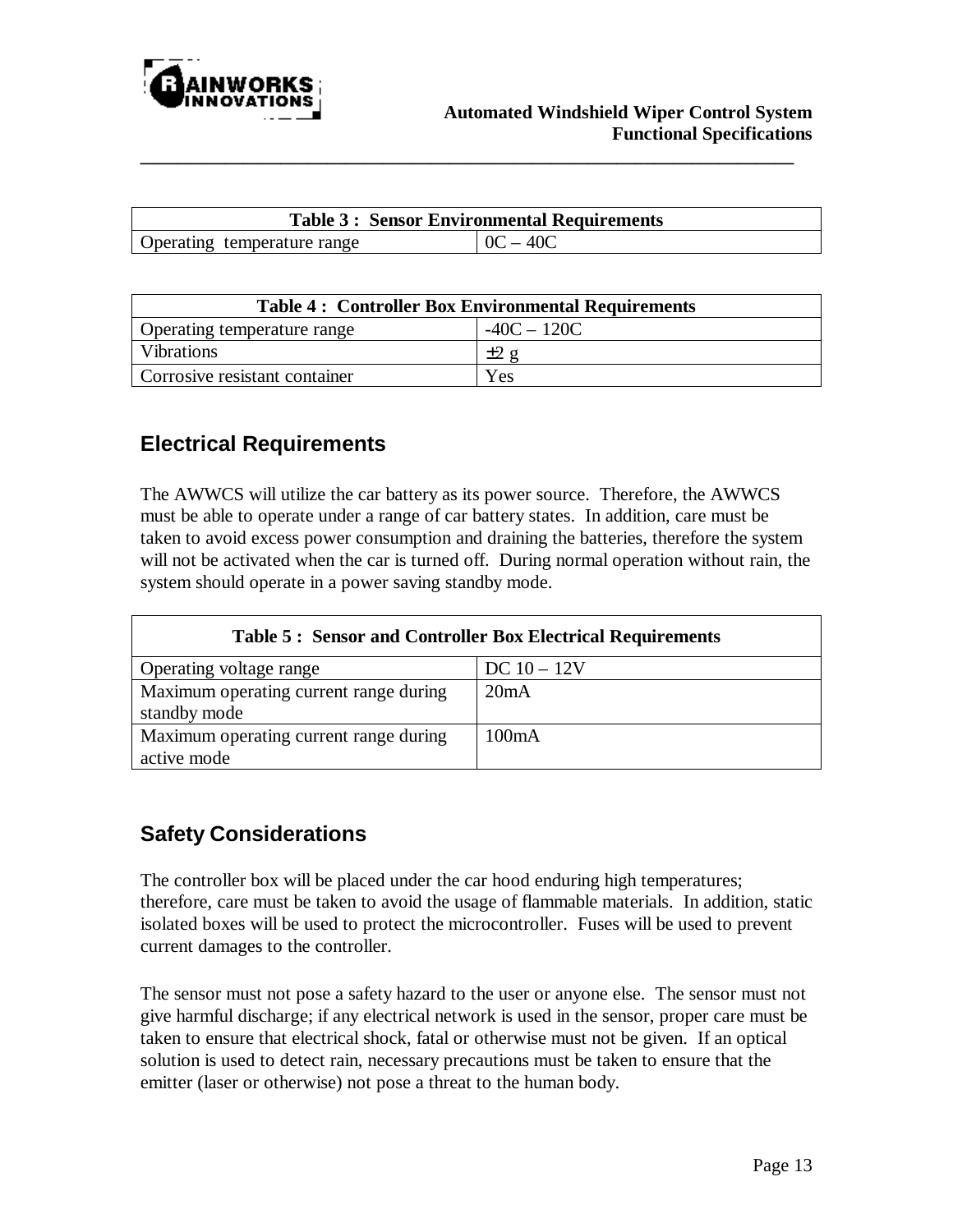| Table 3 : Sensor Environmental Requirements | |
|---|---|
| Operating temperature range | 0C – 40C |

| Table 4 : Controller Box Environmental Requirements | |
|---|---|
| Operating temperature range | -40C – 120C |
| Vibrations | ±2 g |
| Corrosive resistant container | Yes |

## Electrical Requirements

The AWWCS will utilize the car battery as its power source. Therefore, the AWWCS must be able to operate under a range of car battery states. In addition, care must be taken to avoid excess power consumption and draining the batteries, therefore the system will not be activated when the car is turned off. During normal operation without rain, the system should operate in a power saving standby mode.

| Table 5 : Sensor and Controller Box Electrical Requirements | |
|---|---|
| Operating voltage range | DC 10 – 12V |
| Maximum operating current range during standby mode | 20mA |
| Maximum operating current range during active mode | 100mA |

## Safety Considerations

The controller box will be placed under the car hood enduring high temperatures; therefore, care must be taken to avoid the usage of flammable materials. In addition, static isolated boxes will be used to protect the microcontroller. Fuses will be used to prevent current damages to the controller.

The sensor must not pose a safety hazard to the user or anyone else. The sensor must not give harmful discharge; if any electrical network is used in the sensor, proper care must be taken to ensure that electrical shock, fatal or otherwise must not be given. If an optical solution is used to detect rain, necessary precautions must be taken to ensure that the emitter (laser or otherwise) not pose a threat to the human body.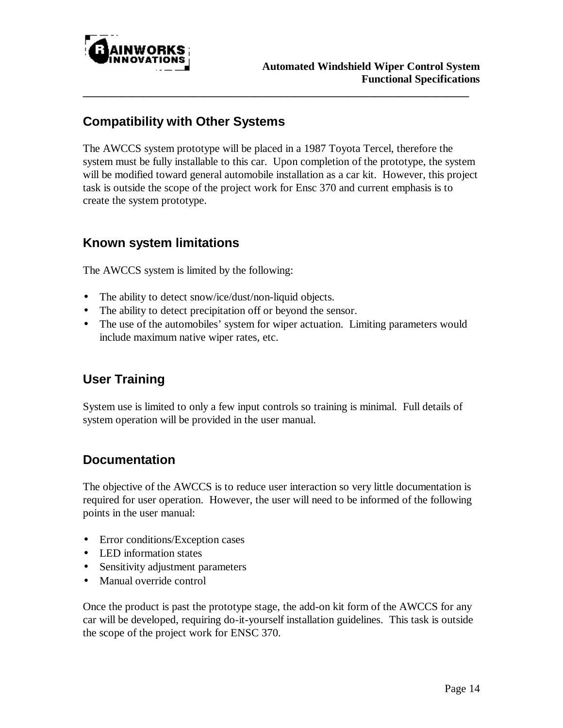## Compatibility with Other Systems

The AWCCS system prototype will be placed in a 1987 Toyota Tercel, therefore the system must be fully installable to this car. Upon completion of the prototype, the system will be modified toward general automobile installation as a car kit. However, this project task is outside the scope of the project work for Ensc 370 and current emphasis is to create the system prototype.

## Known system limitations

The AWCCS system is limited by the following:

- The ability to detect snow/ice/dust/non-liquid objects.
- The ability to detect precipitation off or beyond the sensor.
- The use of the automobiles' system for wiper actuation. Limiting parameters would include maximum native wiper rates, etc.

## User Training

System use is limited to only a few input controls so training is minimal. Full details of system operation will be provided in the user manual.

## Documentation

The objective of the AWCCS is to reduce user interaction so very little documentation is required for user operation. However, the user will need to be informed of the following points in the user manual:

- Error conditions/Exception cases
- LED information states
- Sensitivity adjustment parameters
- Manual override control

Once the product is past the prototype stage, the add-on kit form of the AWCCS for any car will be developed, requiring do-it-yourself installation guidelines. This task is outside the scope of the project work for ENSC 370.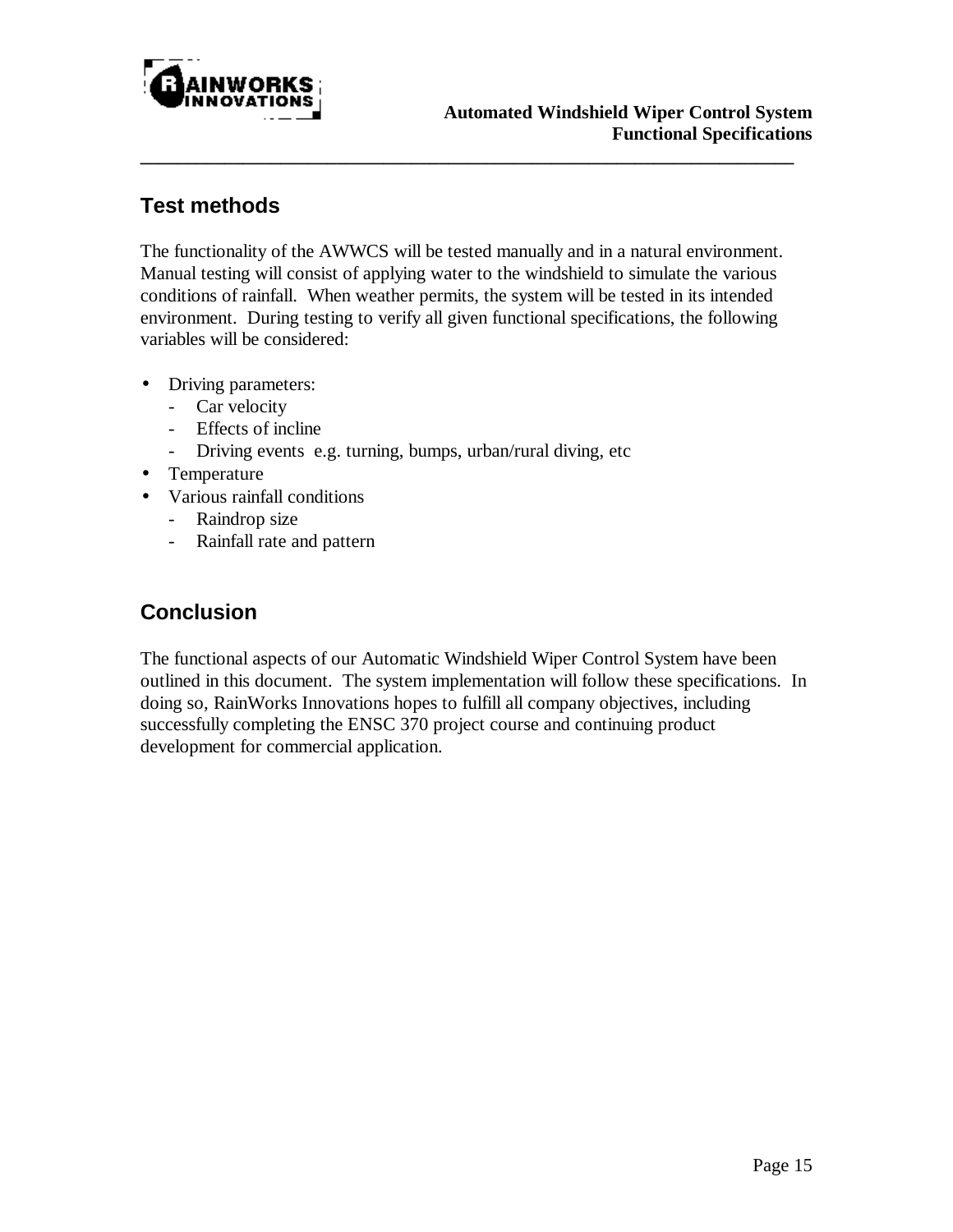## Test methods

The functionality of the AWWCS will be tested manually and in a natural environment. Manual testing will consist of applying water to the windshield to simulate the various conditions of rainfall. When weather permits, the system will be tested in its intended environment. During testing to verify all given functional specifications, the following variables will be considered:

- Driving parameters:
  - Car velocity
  - Effects of incline
  - Driving events e.g. turning, bumps, urban/rural diving, etc
- Temperature
- Various rainfall conditions
  - Raindrop size
  - Rainfall rate and pattern

## Conclusion

The functional aspects of our Automatic Windshield Wiper Control System have been outlined in this document. The system implementation will follow these specifications. In doing so, RainWorks Innovations hopes to fulfill all company objectives, including successfully completing the ENSC 370 project course and continuing product development for commercial application.